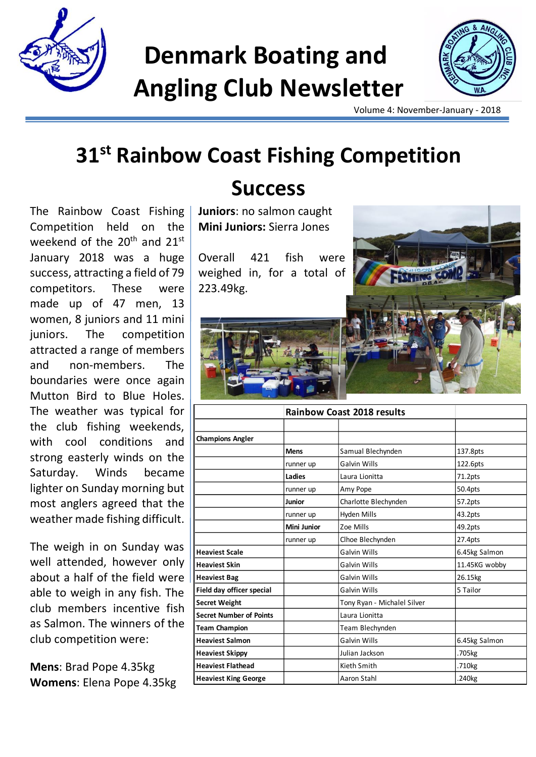# Denmark Boating and Angling Club Newsletter

Volume 4: November-January - 2018

## 31st Rainbow Coast Fishing Competition Success

The Rainbow Coast Fishing Competition held on the weekend of the 20th and 21st January 2018 was a huge success, attracting a field of 79 competitors. These were made up of 47 men, 13 women, 8 juniors and 11 mini juniors. The competition attracted a range of members and non-members. The boundaries were once again Mutton Bird to Blue Holes. The weather was typical for the club fishing weekends, with cool conditions and strong easterly winds on the Saturday. Winds became lighter on Sunday morning but most anglers agreed that the weather made fishing difficult.

The weigh in on Sunday was well attended, however only about a half of the field were able to weigh in any fish. The club members incentive fish as Salmon. The winners of the club competition were:

**Mens**: Brad Pope 4.35kg
**Womens**: Elena Pope 4.35kg
**Juniors**: no salmon caught
**Mini Juniors:** Sierra Jones

Overall 421 fish were weighed in, for a total of 223.49kg.

| Rainbow Coast 2018 results | | | |
|---|---|---|---|
| **Champions Angler** | | | |
| | **Mens** | Samual Blechynden | 137.8pts |
| | runner up | Galvin Wills | 122.6pts |
| | **Ladies** | Laura Lionitta | 71.2pts |
| | runner up | Amy Pope | 50.4pts |
| | **Junior** | Charlotte Blechynden | 57.2pts |
| | runner up | Hyden Mills | 43.2pts |
| | **Mini Junior** | Zoe Mills | 49.2pts |
| | runner up | Clhoe Blechynden | 27.4pts |
| **Heaviest Scale** | | Galvin Wills | 6.45kg Salmon |
| **Heaviest Skin** | | Galvin Wills | 11.45KG wobby |
| **Heaviest Bag** | | Galvin Wills | 26.15kg |
| **Field day officer special** | | Galvin Wills | 5 Tailor |
| **Secret Weight** | | Tony Ryan - Michalel Silver | |
| **Secret Number of Points** | | Laura Lionitta | |
| **Team Champion** | | Team Blechynden | |
| **Heaviest Salmon** | | Galvin Wills | 6.45kg Salmon |
| **Heaviest Skippy** | | Julian Jackson | .705kg |
| **Heaviest Flathead** | | Kieth Smith | .710kg |
| **Heaviest King George** | | Aaron Stahl | .240kg |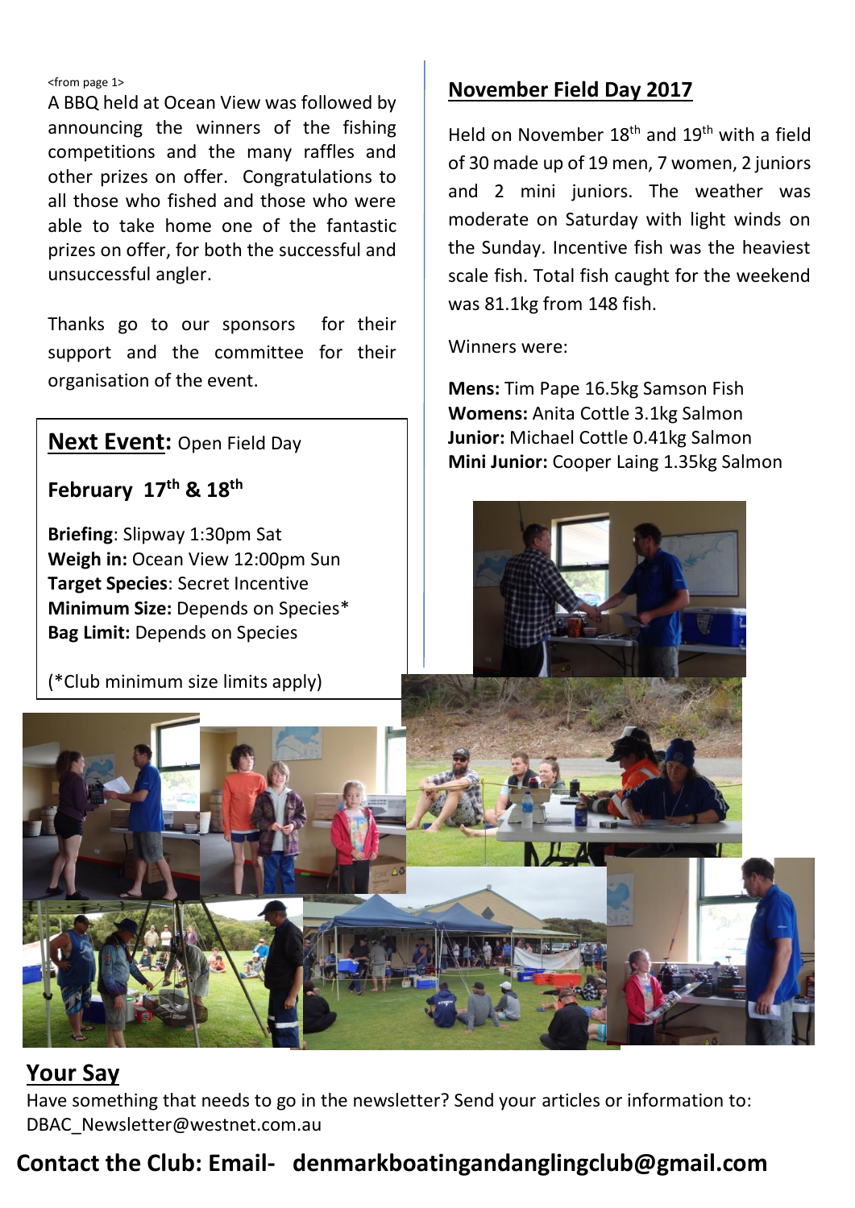<from page 1>
A BBQ held at Ocean View was followed by announcing the winners of the fishing competitions and the many raffles and other prizes on offer. Congratulations to all those who fished and those who were able to take home one of the fantastic prizes on offer, for both the successful and unsuccessful angler.

Thanks go to our sponsors for their support and the committee for their organisation of the event.

## Next Event: Open Field Day

**February 17th & 18th**

**Briefing**: Slipway 1:30pm Sat
**Weigh in:** Ocean View 12:00pm Sun
**Target Species**: Secret Incentive
**Minimum Size:** Depends on Species*
**Bag Limit:** Depends on Species

(*Club minimum size limits apply)

## November Field Day 2017

Held on November 18th and 19th with a field of 30 made up of 19 men, 7 women, 2 juniors and 2 mini juniors. The weather was moderate on Saturday with light winds on the Sunday. Incentive fish was the heaviest scale fish. Total fish caught for the weekend was 81.1kg from 148 fish.

Winners were:

**Mens:** Tim Pape 16.5kg Samson Fish
**Womens:** Anita Cottle 3.1kg Salmon
**Junior:** Michael Cottle 0.41kg Salmon
**Mini Junior:** Cooper Laing 1.35kg Salmon

## Your Say

Have something that needs to go in the newsletter? Send your articles or information to: DBAC_Newsletter@westnet.com.au

**Contact the Club: Email- denmarkboatingandanglingclub@gmail.com**